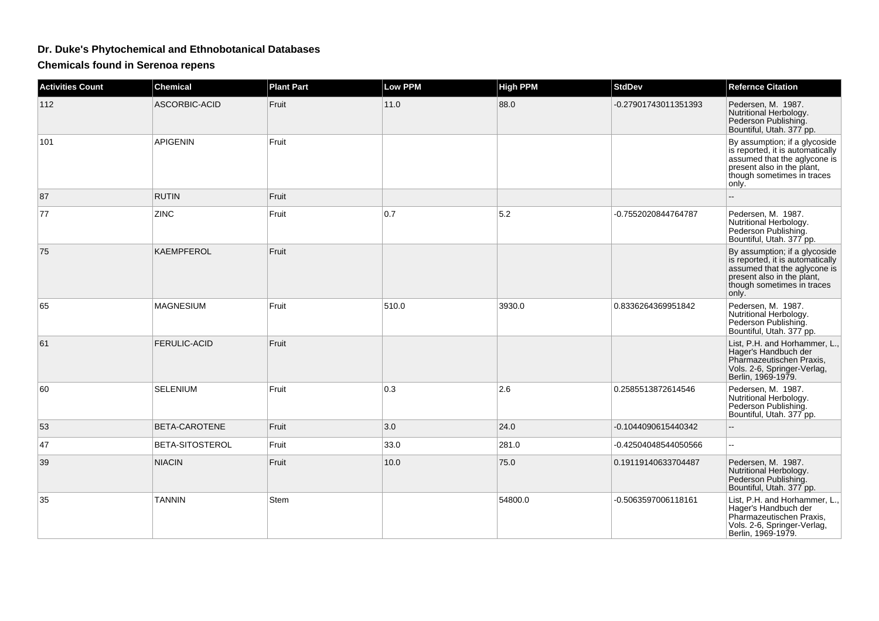# Dr. Duke's Phytochemical and Ethnobotanical Databases

## Chemicals found in Serenoa repens

| Activities Count | Chemical | Plant Part | Low PPM | High PPM | StdDev | Refernce Citation |
| --- | --- | --- | --- | --- | --- | --- |
| 112 | ASCORBIC-ACID | Fruit | 11.0 | 88.0 | -0.27901743011351393 | Pedersen, M. 1987. Nutritional Herbology. Pederson Publishing. Bountiful, Utah. 377 pp. |
| 101 | APIGENIN | Fruit | | | | By assumption; if a glycoside is reported, it is automatically assumed that the aglycone is present also in the plant, though sometimes in traces only. |
| 87 | RUTIN | Fruit | | | | -- |
| 77 | ZINC | Fruit | 0.7 | 5.2 | -0.7552020844764787 | Pedersen, M. 1987. Nutritional Herbology. Pederson Publishing. Bountiful, Utah. 377 pp. |
| 75 | KAEMPFEROL | Fruit | | | | By assumption; if a glycoside is reported, it is automatically assumed that the aglycone is present also in the plant, though sometimes in traces only. |
| 65 | MAGNESIUM | Fruit | 510.0 | 3930.0 | 0.8336264369951842 | Pedersen, M. 1987. Nutritional Herbology. Pederson Publishing. Bountiful, Utah. 377 pp. |
| 61 | FERULIC-ACID | Fruit | | | | List, P.H. and Horhammer, L., Hager's Handbuch der Pharmazeutischen Praxis, Vols. 2-6, Springer-Verlag, Berlin, 1969-1979. |
| 60 | SELENIUM | Fruit | 0.3 | 2.6 | 0.2585513872614546 | Pedersen, M. 1987. Nutritional Herbology. Pederson Publishing. Bountiful, Utah. 377 pp. |
| 53 | BETA-CAROTENE | Fruit | 3.0 | 24.0 | -0.1044090615440342 | -- |
| 47 | BETA-SITOSTEROL | Fruit | 33.0 | 281.0 | -0.42504048544050566 | -- |
| 39 | NIACIN | Fruit | 10.0 | 75.0 | 0.19119140633704487 | Pedersen, M. 1987. Nutritional Herbology. Pederson Publishing. Bountiful, Utah. 377 pp. |
| 35 | TANNIN | Stem | | 54800.0 | -0.5063597006118161 | List, P.H. and Horhammer, L., Hager's Handbuch der Pharmazeutischen Praxis, Vols. 2-6, Springer-Verlag, Berlin, 1969-1979. |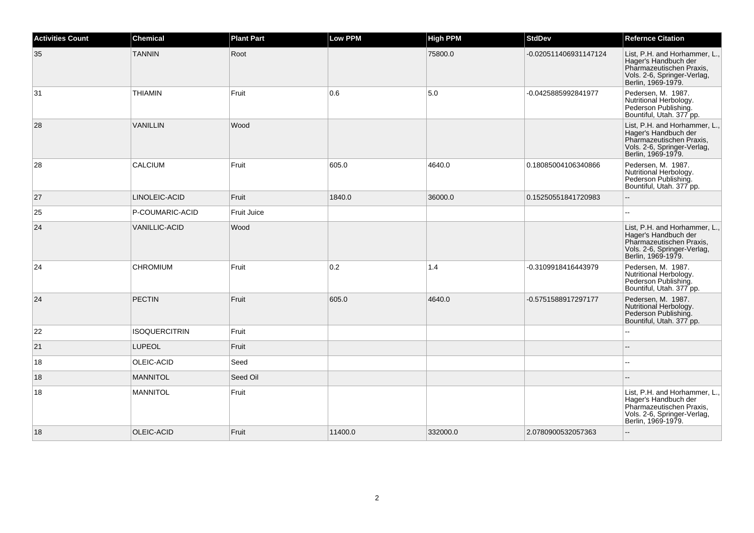| Activities Count | Chemical | Plant Part | Low PPM | High PPM | StdDev | Refernce Citation |
| --- | --- | --- | --- | --- | --- | --- |
| 35 | TANNIN | Root | | 75800.0 | -0.020511406931147124 | List, P.H. and Horhammer, L., Hager's Handbuch der Pharmazeutischen Praxis, Vols. 2-6, Springer-Verlag, Berlin, 1969-1979. |
| 31 | THIAMIN | Fruit | 0.6 | 5.0 | -0.0425885992841977 | Pedersen, M. 1987. Nutritional Herbology. Pederson Publishing. Bountiful, Utah. 377 pp. |
| 28 | VANILLIN | Wood | | | | List, P.H. and Horhammer, L., Hager's Handbuch der Pharmazeutischen Praxis, Vols. 2-6, Springer-Verlag, Berlin, 1969-1979. |
| 28 | CALCIUM | Fruit | 605.0 | 4640.0 | 0.18085004106340866 | Pedersen, M. 1987. Nutritional Herbology. Pederson Publishing. Bountiful, Utah. 377 pp. |
| 27 | LINOLEIC-ACID | Fruit | 1840.0 | 36000.0 | 0.15250551841720983 | -- |
| 25 | P-COUMARIC-ACID | Fruit Juice | | | | -- |
| 24 | VANILLIC-ACID | Wood | | | | List, P.H. and Horhammer, L., Hager's Handbuch der Pharmazeutischen Praxis, Vols. 2-6, Springer-Verlag, Berlin, 1969-1979. |
| 24 | CHROMIUM | Fruit | 0.2 | 1.4 | -0.3109918416443979 | Pedersen, M. 1987. Nutritional Herbology. Pederson Publishing. Bountiful, Utah. 377 pp. |
| 24 | PECTIN | Fruit | 605.0 | 4640.0 | -0.5751588917297177 | Pedersen, M. 1987. Nutritional Herbology. Pederson Publishing. Bountiful, Utah. 377 pp. |
| 22 | ISOQUERCITRIN | Fruit | | | | -- |
| 21 | LUPEOL | Fruit | | | | -- |
| 18 | OLEIC-ACID | Seed | | | | -- |
| 18 | MANNITOL | Seed Oil | | | | -- |
| 18 | MANNITOL | Fruit | | | | List, P.H. and Horhammer, L., Hager's Handbuch der Pharmazeutischen Praxis, Vols. 2-6, Springer-Verlag, Berlin, 1969-1979. |
| 18 | OLEIC-ACID | Fruit | 11400.0 | 332000.0 | 2.0780900532057363 | -- |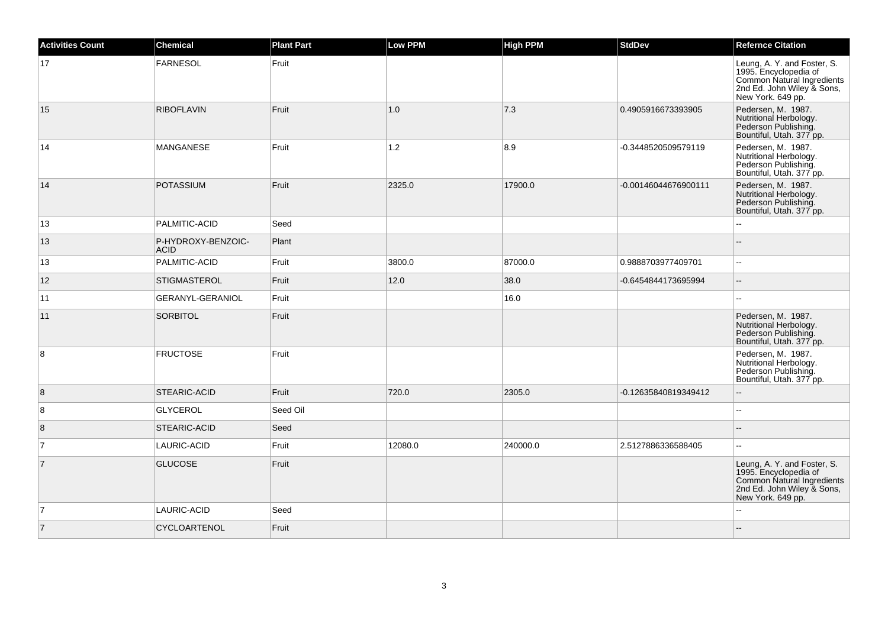| Activities Count | Chemical | Plant Part | Low PPM | High PPM | StdDev | Refernce Citation |
| --- | --- | --- | --- | --- | --- | --- |
| 17 | FARNESOL | Fruit | | | | Leung, A. Y. and Foster, S. 1995. Encyclopedia of Common Natural Ingredients 2nd Ed. John Wiley & Sons, New York. 649 pp. |
| 15 | RIBOFLAVIN | Fruit | 1.0 | 7.3 | 0.4905916673393905 | Pedersen, M. 1987. Nutritional Herbology. Pederson Publishing. Bountiful, Utah. 377 pp. |
| 14 | MANGANESE | Fruit | 1.2 | 8.9 | -0.3448520509579119 | Pedersen, M. 1987. Nutritional Herbology. Pederson Publishing. Bountiful, Utah. 377 pp. |
| 14 | POTASSIUM | Fruit | 2325.0 | 17900.0 | -0.00146044676900111 | Pedersen, M. 1987. Nutritional Herbology. Pederson Publishing. Bountiful, Utah. 377 pp. |
| 13 | PALMITIC-ACID | Seed | | | | -- |
| 13 | P-HYDROXY-BENZOIC-ACID | Plant | | | | -- |
| 13 | PALMITIC-ACID | Fruit | 3800.0 | 87000.0 | 0.9888703977409701 | -- |
| 12 | STIGMASTEROL | Fruit | 12.0 | 38.0 | -0.6454844173695994 | -- |
| 11 | GERANYL-GERANIOL | Fruit | | 16.0 | | -- |
| 11 | SORBITOL | Fruit | | | | Pedersen, M. 1987. Nutritional Herbology. Pederson Publishing. Bountiful, Utah. 377 pp. |
| 8 | FRUCTOSE | Fruit | | | | Pedersen, M. 1987. Nutritional Herbology. Pederson Publishing. Bountiful, Utah. 377 pp. |
| 8 | STEARIC-ACID | Fruit | 720.0 | 2305.0 | -0.12635840819349412 | -- |
| 8 | GLYCEROL | Seed Oil | | | | -- |
| 8 | STEARIC-ACID | Seed | | | | -- |
| 7 | LAURIC-ACID | Fruit | 12080.0 | 240000.0 | 2.5127886336588405 | -- |
| 7 | GLUCOSE | Fruit | | | | Leung, A. Y. and Foster, S. 1995. Encyclopedia of Common Natural Ingredients 2nd Ed. John Wiley & Sons, New York. 649 pp. |
| 7 | LAURIC-ACID | Seed | | | | -- |
| 7 | CYCLOARTENOL | Fruit | | | | -- |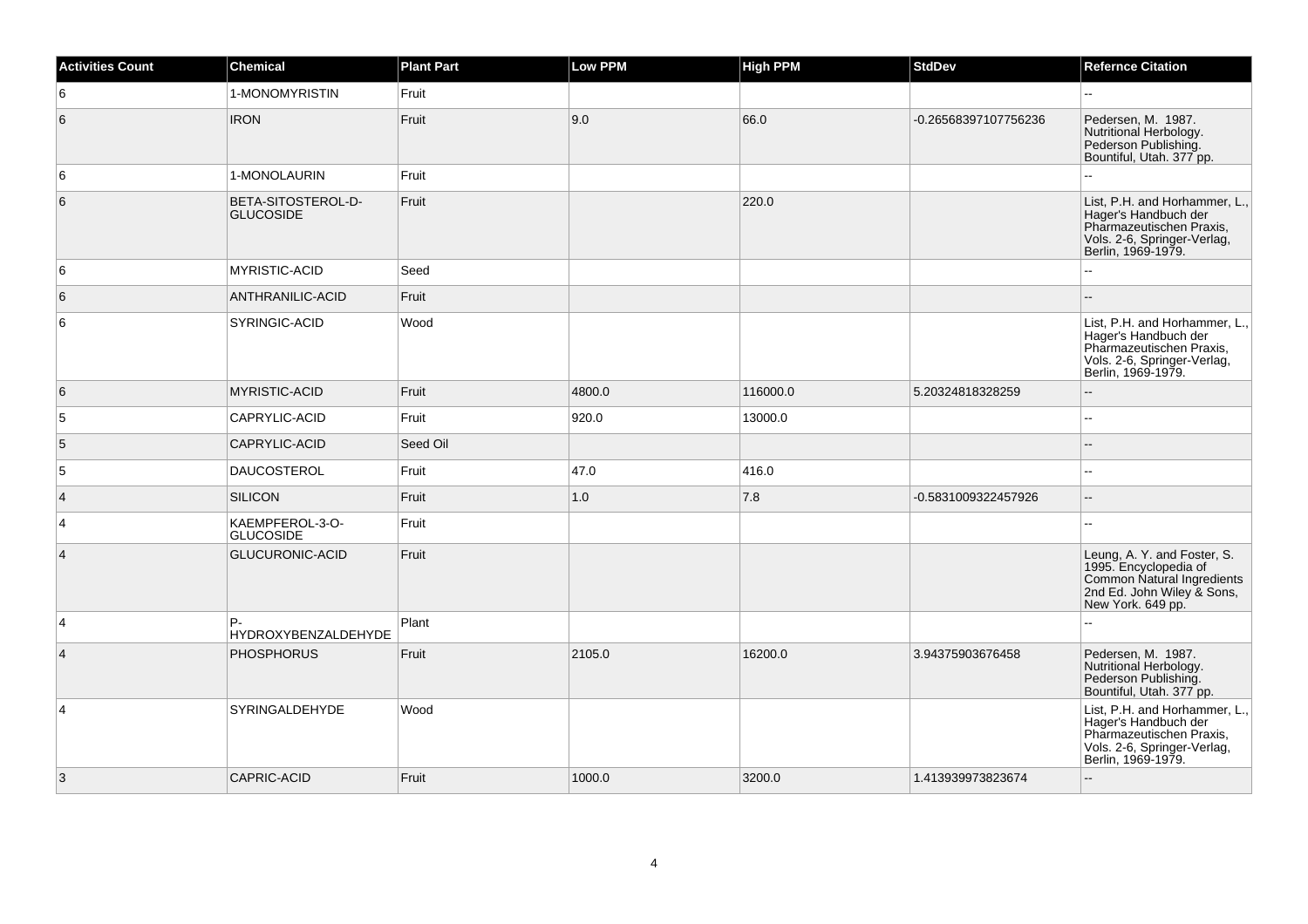| Activities Count | Chemical | Plant Part | Low PPM | High PPM | StdDev | Refernce Citation |
|---|---|---|---|---|---|---|
| 6 | 1-MONOMYRISTIN | Fruit | | | | -- |
| 6 | IRON | Fruit | 9.0 | 66.0 | -0.26568397107756236 | Pedersen, M. 1987. Nutritional Herbology. Pederson Publishing. Bountiful, Utah. 377 pp. |
| 6 | 1-MONOLAURIN | Fruit | | | | -- |
| 6 | BETA-SITOSTEROL-D-GLUCOSIDE | Fruit | | 220.0 | | List, P.H. and Horhammer, L., Hager's Handbuch der Pharmazeutischen Praxis, Vols. 2-6, Springer-Verlag, Berlin, 1969-1979. |
| 6 | MYRISTIC-ACID | Seed | | | | -- |
| 6 | ANTHRANILIC-ACID | Fruit | | | | -- |
| 6 | SYRINGIC-ACID | Wood | | | | List, P.H. and Horhammer, L., Hager's Handbuch der Pharmazeutischen Praxis, Vols. 2-6, Springer-Verlag, Berlin, 1969-1979. |
| 6 | MYRISTIC-ACID | Fruit | 4800.0 | 116000.0 | 5.20324818328259 | -- |
| 5 | CAPRYLIC-ACID | Fruit | 920.0 | 13000.0 | | -- |
| 5 | CAPRYLIC-ACID | Seed Oil | | | | -- |
| 5 | DAUCOSTEROL | Fruit | 47.0 | 416.0 | | -- |
| 4 | SILICON | Fruit | 1.0 | 7.8 | -0.5831009322457926 | -- |
| 4 | KAEMPFEROL-3-O-GLUCOSIDE | Fruit | | | | -- |
| 4 | GLUCURONIC-ACID | Fruit | | | | Leung, A. Y. and Foster, S. 1995. Encyclopedia of Common Natural Ingredients 2nd Ed. John Wiley & Sons, New York. 649 pp. |
| 4 | P-HYDROXYBENZALDEHYDE | Plant | | | | -- |
| 4 | PHOSPHORUS | Fruit | 2105.0 | 16200.0 | 3.94375903676458 | Pedersen, M. 1987. Nutritional Herbology. Pederson Publishing. Bountiful, Utah. 377 pp. |
| 4 | SYRINGALDEHYDE | Wood | | | | List, P.H. and Horhammer, L., Hager's Handbuch der Pharmazeutischen Praxis, Vols. 2-6, Springer-Verlag, Berlin, 1969-1979. |
| 3 | CAPRIC-ACID | Fruit | 1000.0 | 3200.0 | 1.413939973823674 | -- |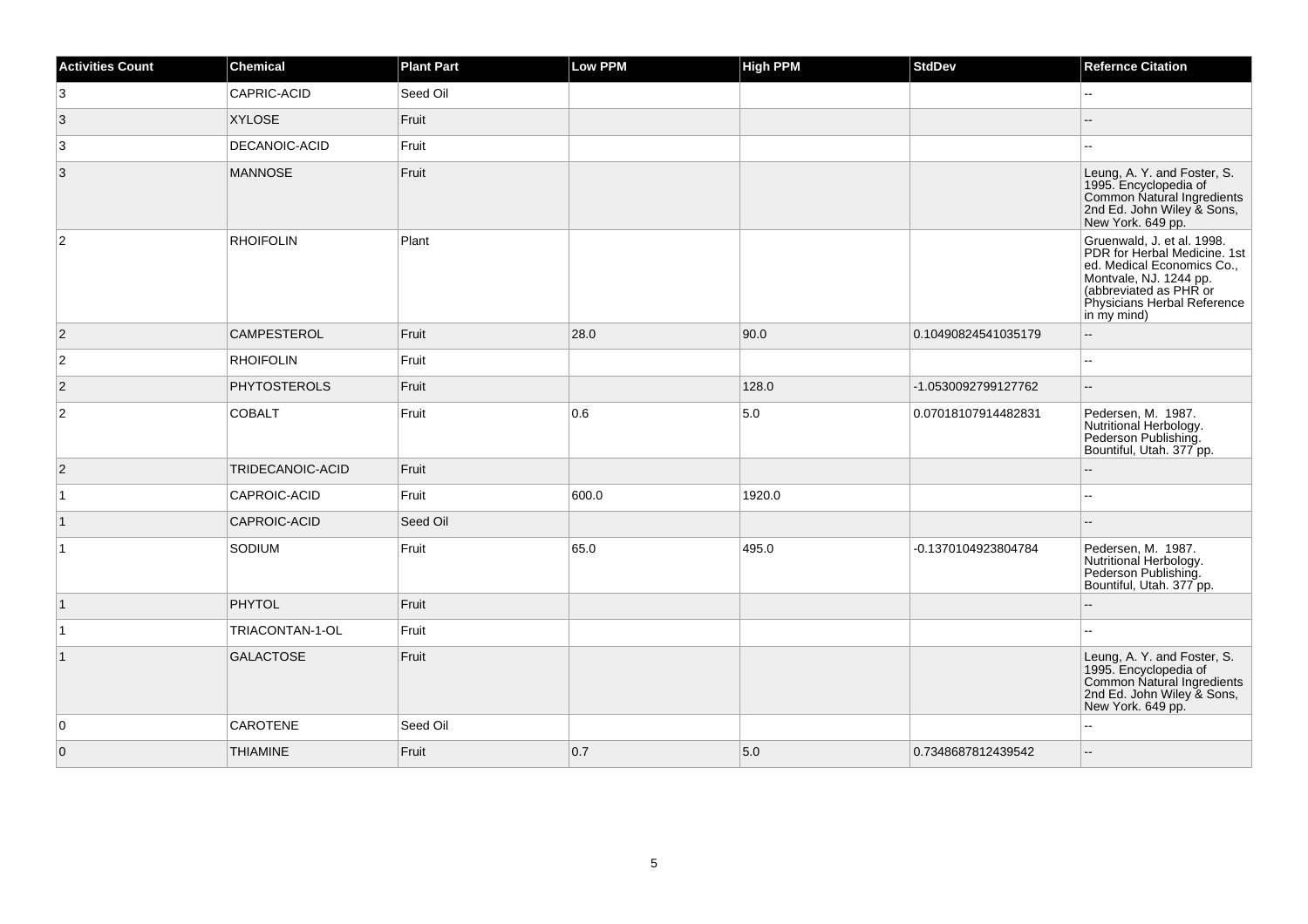| Activities Count | Chemical | Plant Part | Low PPM | High PPM | StdDev | Refernce Citation |
| --- | --- | --- | --- | --- | --- | --- |
| 3 | CAPRIC-ACID | Seed Oil | | | | -- |
| 3 | XYLOSE | Fruit | | | | -- |
| 3 | DECANOIC-ACID | Fruit | | | | -- |
| 3 | MANNOSE | Fruit | | | | Leung, A. Y. and Foster, S. 1995. Encyclopedia of Common Natural Ingredients 2nd Ed. John Wiley & Sons, New York. 649 pp. |
| 2 | RHOIFOLIN | Plant | | | | Gruenwald, J. et al. 1998. PDR for Herbal Medicine. 1st ed. Medical Economics Co., Montvale, NJ. 1244 pp. (abbreviated as PHR or Physicians Herbal Reference in my mind) |
| 2 | CAMPESTEROL | Fruit | 28.0 | 90.0 | 0.10490824541035179 | -- |
| 2 | RHOIFOLIN | Fruit | | | | -- |
| 2 | PHYTOSTEROLS | Fruit | | 128.0 | -1.0530092799127762 | -- |
| 2 | COBALT | Fruit | 0.6 | 5.0 | 0.07018107914482831 | Pedersen, M. 1987. Nutritional Herbology. Pederson Publishing. Bountiful, Utah. 377 pp. |
| 2 | TRIDECANOIC-ACID | Fruit | | | | -- |
| 1 | CAPROIC-ACID | Fruit | 600.0 | 1920.0 | | -- |
| 1 | CAPROIC-ACID | Seed Oil | | | | -- |
| 1 | SODIUM | Fruit | 65.0 | 495.0 | -0.1370104923804784 | Pedersen, M. 1987. Nutritional Herbology. Pederson Publishing. Bountiful, Utah. 377 pp. |
| 1 | PHYTOL | Fruit | | | | -- |
| 1 | TRIACONTAN-1-OL | Fruit | | | | -- |
| 1 | GALACTOSE | Fruit | | | | Leung, A. Y. and Foster, S. 1995. Encyclopedia of Common Natural Ingredients 2nd Ed. John Wiley & Sons, New York. 649 pp. |
| 0 | CAROTENE | Seed Oil | | | | -- |
| 0 | THIAMINE | Fruit | 0.7 | 5.0 | 0.7348687812439542 | -- |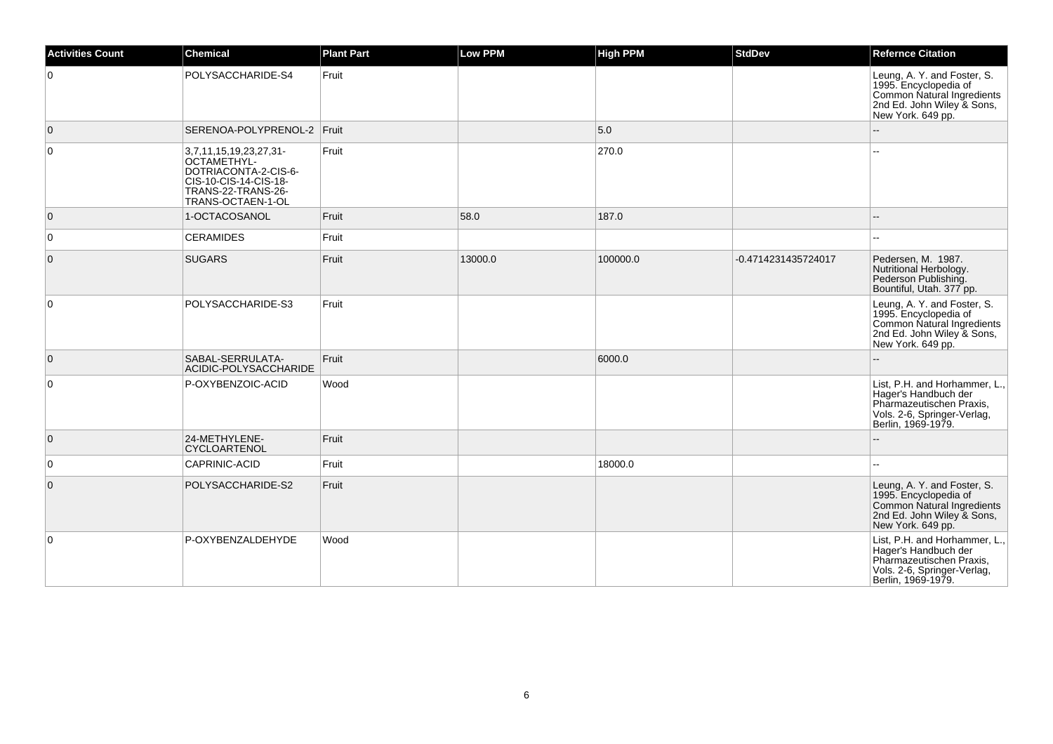| Activities Count | Chemical | Plant Part | Low PPM | High PPM | StdDev | Refernce Citation |
| --- | --- | --- | --- | --- | --- | --- |
| 0 | POLYSACCHARIDE-S4 | Fruit | | | | Leung, A. Y. and Foster, S. 1995. Encyclopedia of Common Natural Ingredients 2nd Ed. John Wiley & Sons, New York. 649 pp. |
| 0 | SERENOA-POLYPRENOL-2 | Fruit | | 5.0 | | -- |
| 0 | 3,7,11,15,19,23,27,31-OCTAMETHYL-DOTRIACONTA-2-CIS-6-CIS-10-CIS-14-CIS-18-TRANS-22-TRANS-26-TRANS-OCTAEN-1-OL | Fruit | | 270.0 | | -- |
| 0 | 1-OCTACOSANOL | Fruit | 58.0 | 187.0 | | -- |
| 0 | CERAMIDES | Fruit | | | | -- |
| 0 | SUGARS | Fruit | 13000.0 | 100000.0 | -0.4714231435724017 | Pedersen, M. 1987. Nutritional Herbology. Pederson Publishing. Bountiful, Utah. 377 pp. |
| 0 | POLYSACCHARIDE-S3 | Fruit | | | | Leung, A. Y. and Foster, S. 1995. Encyclopedia of Common Natural Ingredients 2nd Ed. John Wiley & Sons, New York. 649 pp. |
| 0 | SABAL-SERRULATA-ACIDIC-POLYSACCHARIDE | Fruit | | 6000.0 | | -- |
| 0 | P-OXYBENZOIC-ACID | Wood | | | | List, P.H. and Horhammer, L., Hager's Handbuch der Pharmazeutischen Praxis, Vols. 2-6, Springer-Verlag, Berlin, 1969-1979. |
| 0 | 24-METHYLENE-CYCLOARTENOL | Fruit | | | | -- |
| 0 | CAPRINIC-ACID | Fruit | | 18000.0 | | -- |
| 0 | POLYSACCHARIDE-S2 | Fruit | | | | Leung, A. Y. and Foster, S. 1995. Encyclopedia of Common Natural Ingredients 2nd Ed. John Wiley & Sons, New York. 649 pp. |
| 0 | P-OXYBENZALDEHYDE | Wood | | | | List, P.H. and Horhammer, L., Hager's Handbuch der Pharmazeutischen Praxis, Vols. 2-6, Springer-Verlag, Berlin, 1969-1979. |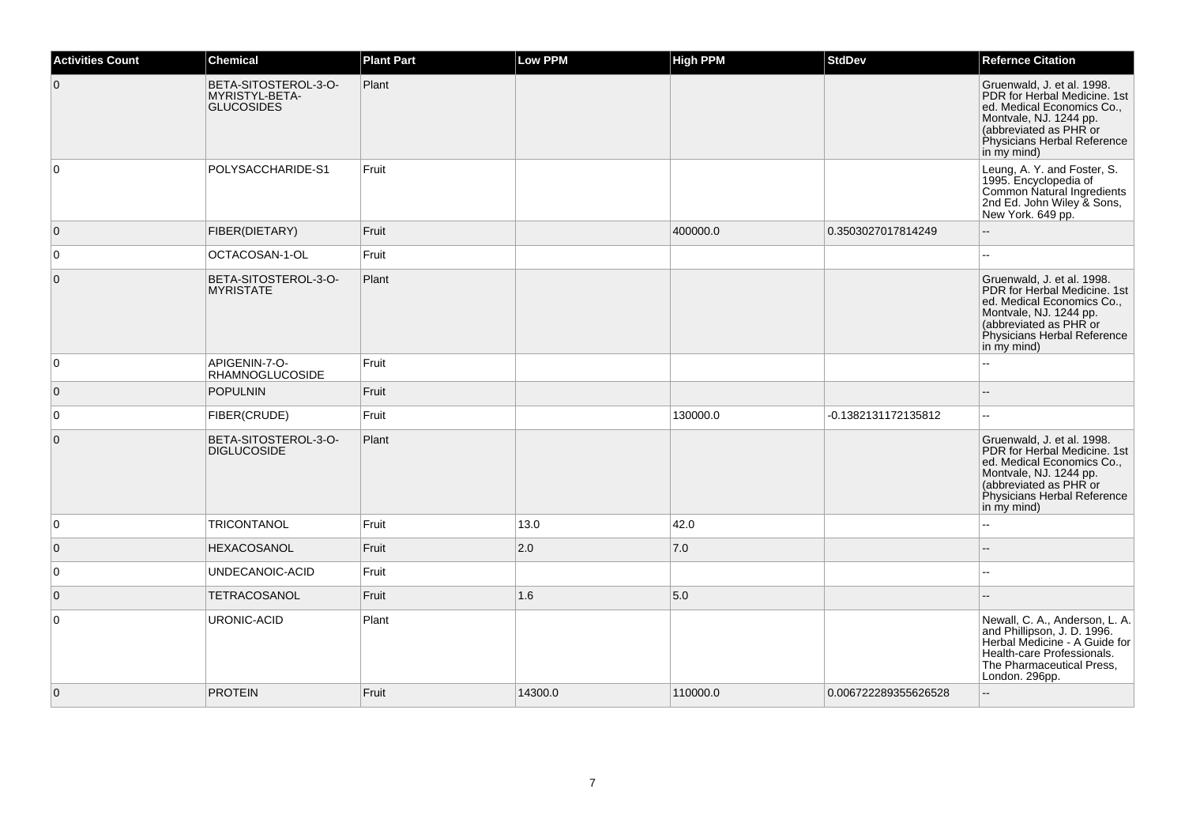| Activities Count | Chemical | Plant Part | Low PPM | High PPM | StdDev | Refernce Citation |
|---|---|---|---|---|---|---|
| 0 | BETA-SITOSTEROL-3-O-MYRISTYL-BETA-GLUCOSIDES | Plant | | | | Gruenwald, J. et al. 1998. PDR for Herbal Medicine. 1st ed. Medical Economics Co., Montvale, NJ. 1244 pp. (abbreviated as PHR or Physicians Herbal Reference in my mind) |
| 0 | POLYSACCHARIDE-S1 | Fruit | | | | Leung, A. Y. and Foster, S. 1995. Encyclopedia of Common Natural Ingredients 2nd Ed. John Wiley & Sons, New York. 649 pp. |
| 0 | FIBER(DIETARY) | Fruit | | 400000.0 | 0.3503027017814249 | -- |
| 0 | OCTACOSAN-1-OL | Fruit | | | | -- |
| 0 | BETA-SITOSTEROL-3-O-MYRISTATE | Plant | | | | Gruenwald, J. et al. 1998. PDR for Herbal Medicine. 1st ed. Medical Economics Co., Montvale, NJ. 1244 pp. (abbreviated as PHR or Physicians Herbal Reference in my mind) |
| 0 | APIGENIN-7-O-RHAMNOGLUCOSIDE | Fruit | | | | -- |
| 0 | POPULNIN | Fruit | | | | -- |
| 0 | FIBER(CRUDE) | Fruit | | 130000.0 | -0.1382131172135812 | -- |
| 0 | BETA-SITOSTEROL-3-O-DIGLUCOSIDE | Plant | | | | Gruenwald, J. et al. 1998. PDR for Herbal Medicine. 1st ed. Medical Economics Co., Montvale, NJ. 1244 pp. (abbreviated as PHR or Physicians Herbal Reference in my mind) |
| 0 | TRICONTANOL | Fruit | 13.0 | 42.0 | | -- |
| 0 | HEXACOSANOL | Fruit | 2.0 | 7.0 | | -- |
| 0 | UNDECANOIC-ACID | Fruit | | | | -- |
| 0 | TETRACOSANOL | Fruit | 1.6 | 5.0 | | -- |
| 0 | URONIC-ACID | Plant | | | | Newall, C. A., Anderson, L. A. and Phillipson, J. D. 1996. Herbal Medicine - A Guide for Health-care Professionals. The Pharmaceutical Press, London. 296pp. |
| 0 | PROTEIN | Fruit | 14300.0 | 110000.0 | 0.006722289355626528 | -- |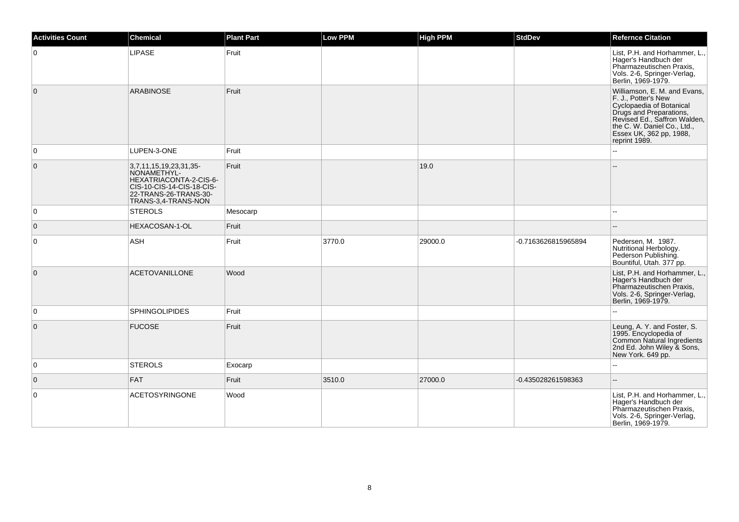| Activities Count | Chemical | Plant Part | Low PPM | High PPM | StdDev | Refernce Citation |
|---|---|---|---|---|---|---|
| 0 | LIPASE | Fruit | | | | List, P.H. and Horhammer, L., Hager's Handbuch der Pharmazeutischen Praxis, Vols. 2-6, Springer-Verlag, Berlin, 1969-1979. |
| 0 | ARABINOSE | Fruit | | | | Williamson, E. M. and Evans, F. J., Potter's New Cyclopaedia of Botanical Drugs and Preparations, Revised Ed., Saffron Walden, the C. W. Daniel Co., Ltd., Essex UK, 362 pp, 1988, reprint 1989. |
| 0 | LUPEN-3-ONE | Fruit | | | | -- |
| 0 | 3,7,11,15,19,23,31,35-NONAMETHYL-HEXATRIACONTA-2-CIS-6-CIS-10-CIS-14-CIS-18-CIS-22-TRANS-26-TRANS-30-TRANS-3,4-TRANS-NON | Fruit | | 19.0 | | -- |
| 0 | STEROLS | Mesocarp | | | | -- |
| 0 | HEXACOSAN-1-OL | Fruit | | | | -- |
| 0 | ASH | Fruit | 3770.0 | 29000.0 | -0.7163626815965894 | Pedersen, M. 1987. Nutritional Herbology. Pederson Publishing. Bountiful, Utah. 377 pp. |
| 0 | ACETOVANILLONE | Wood | | | | List, P.H. and Horhammer, L., Hager's Handbuch der Pharmazeutischen Praxis, Vols. 2-6, Springer-Verlag, Berlin, 1969-1979. |
| 0 | SPHINGOLIPIDES | Fruit | | | | -- |
| 0 | FUCOSE | Fruit | | | | Leung, A. Y. and Foster, S. 1995. Encyclopedia of Common Natural Ingredients 2nd Ed. John Wiley & Sons, New York. 649 pp. |
| 0 | STEROLS | Exocarp | | | | -- |
| 0 | FAT | Fruit | 3510.0 | 27000.0 | -0.435028261598363 | -- |
| 0 | ACETOSYRINGONE | Wood | | | | List, P.H. and Horhammer, L., Hager's Handbuch der Pharmazeutischen Praxis, Vols. 2-6, Springer-Verlag, Berlin, 1969-1979. |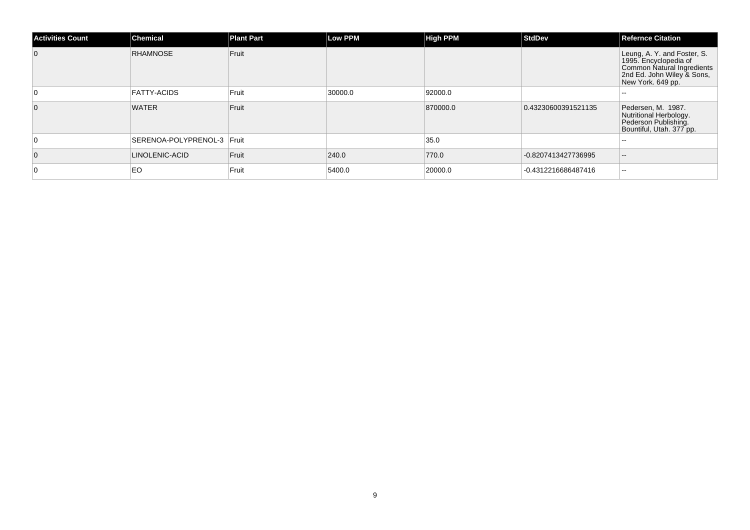| Activities Count | Chemical | Plant Part | Low PPM | High PPM | StdDev | Refernce Citation |
| --- | --- | --- | --- | --- | --- | --- |
| 0 | RHAMNOSE | Fruit | | | | Leung, A. Y. and Foster, S. 1995. Encyclopedia of Common Natural Ingredients 2nd Ed. John Wiley & Sons, New York. 649 pp. |
| 0 | FATTY-ACIDS | Fruit | 30000.0 | 92000.0 | | -- |
| 0 | WATER | Fruit | | 870000.0 | 0.43230600391521135 | Pedersen, M. 1987. Nutritional Herbology. Pederson Publishing. Bountiful, Utah. 377 pp. |
| 0 | SERENOA-POLYPRENOL-3 | Fruit | | 35.0 | | -- |
| 0 | LINOLENIC-ACID | Fruit | 240.0 | 770.0 | -0.8207413427736995 | -- |
| 0 | EO | Fruit | 5400.0 | 20000.0 | -0.4312216686487416 | -- |